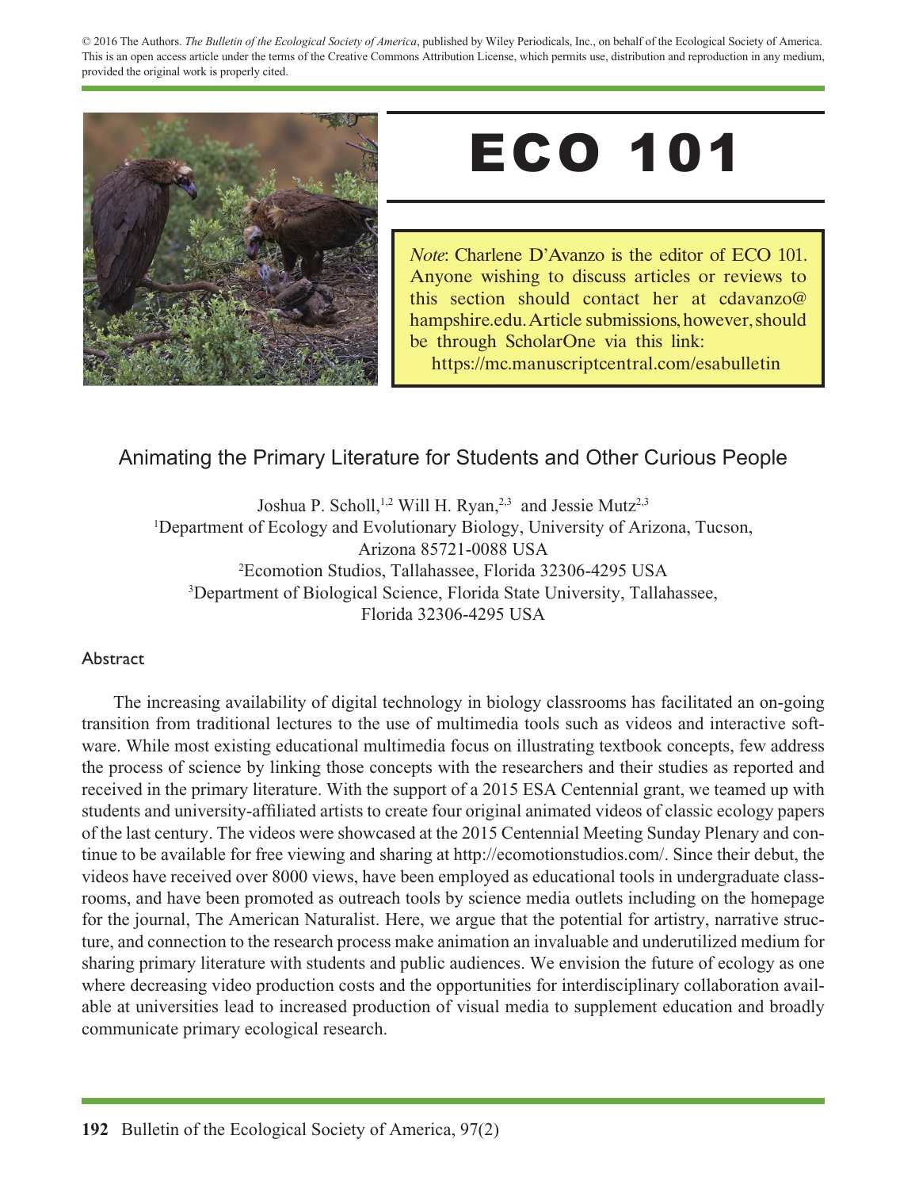© 2016 The Authors. *The Bulletin of the Ecological Society of America*, published by Wiley Periodicals, Inc., on behalf of the Ecological Society of America. This is an open access article under the terms of the Creative Commons Attribution License, which permits use, distribution and reproduction in any medium, provided the original work is properly cited.

# ECO 101

*Note*: Charlene D'Avanzo is the editor of ECO 101. Anyone wishing to discuss articles or reviews to this section should contact her at cdavanzo@hampshire.edu. Article submissions, however, should be through ScholarOne via this link: https://mc.manuscriptcentral.com/esabulletin

## Animating the Primary Literature for Students and Other Curious People

Joshua P. Scholl,[1,2] Will H. Ryan,[2,3] and Jessie Mutz[2,3]

[1]Department of Ecology and Evolutionary Biology, University of Arizona, Tucson, Arizona 85721-0088 USA

[2]Ecomotion Studios, Tallahassee, Florida 32306-4295 USA

[3]Department of Biological Science, Florida State University, Tallahassee, Florida 32306-4295 USA

### Abstract

The increasing availability of digital technology in biology classrooms has facilitated an on-going transition from traditional lectures to the use of multimedia tools such as videos and interactive software. While most existing educational multimedia focus on illustrating textbook concepts, few address the process of science by linking those concepts with the researchers and their studies as reported and received in the primary literature. With the support of a 2015 ESA Centennial grant, we teamed up with students and university-affiliated artists to create four original animated videos of classic ecology papers of the last century. The videos were showcased at the 2015 Centennial Meeting Sunday Plenary and continue to be available for free viewing and sharing at http://ecomotionstudios.com/. Since their debut, the videos have received over 8000 views, have been employed as educational tools in undergraduate classrooms, and have been promoted as outreach tools by science media outlets including on the homepage for the journal, The American Naturalist. Here, we argue that the potential for artistry, narrative structure, and connection to the research process make animation an invaluable and underutilized medium for sharing primary literature with students and public audiences. We envision the future of ecology as one where decreasing video production costs and the opportunities for interdisciplinary collaboration available at universities lead to increased production of visual media to supplement education and broadly communicate primary ecological research.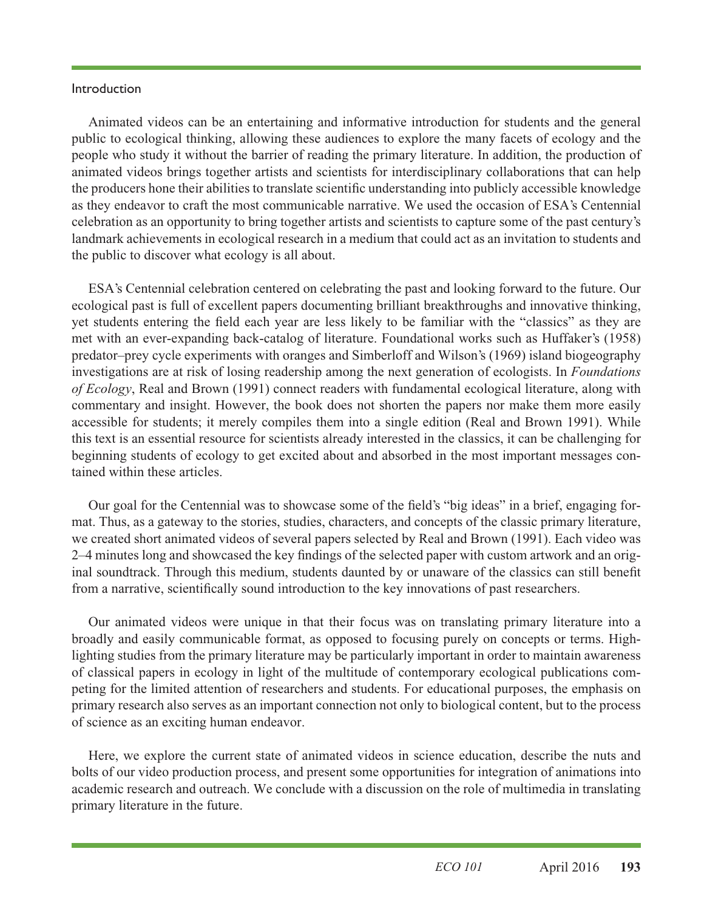## Introduction

Animated videos can be an entertaining and informative introduction for students and the general public to ecological thinking, allowing these audiences to explore the many facets of ecology and the people who study it without the barrier of reading the primary literature. In addition, the production of animated videos brings together artists and scientists for interdisciplinary collaborations that can help the producers hone their abilities to translate scientific understanding into publicly accessible knowledge as they endeavor to craft the most communicable narrative. We used the occasion of ESA's Centennial celebration as an opportunity to bring together artists and scientists to capture some of the past century's landmark achievements in ecological research in a medium that could act as an invitation to students and the public to discover what ecology is all about.

ESA's Centennial celebration centered on celebrating the past and looking forward to the future. Our ecological past is full of excellent papers documenting brilliant breakthroughs and innovative thinking, yet students entering the field each year are less likely to be familiar with the "classics" as they are met with an ever-expanding back-catalog of literature. Foundational works such as Huffaker's (1958) predator–prey cycle experiments with oranges and Simberloff and Wilson's (1969) island biogeography investigations are at risk of losing readership among the next generation of ecologists. In *Foundations of Ecology*, Real and Brown (1991) connect readers with fundamental ecological literature, along with commentary and insight. However, the book does not shorten the papers nor make them more easily accessible for students; it merely compiles them into a single edition (Real and Brown 1991). While this text is an essential resource for scientists already interested in the classics, it can be challenging for beginning students of ecology to get excited about and absorbed in the most important messages contained within these articles.

Our goal for the Centennial was to showcase some of the field's "big ideas" in a brief, engaging format. Thus, as a gateway to the stories, studies, characters, and concepts of the classic primary literature, we created short animated videos of several papers selected by Real and Brown (1991). Each video was 2–4 minutes long and showcased the key findings of the selected paper with custom artwork and an original soundtrack. Through this medium, students daunted by or unaware of the classics can still benefit from a narrative, scientifically sound introduction to the key innovations of past researchers.

Our animated videos were unique in that their focus was on translating primary literature into a broadly and easily communicable format, as opposed to focusing purely on concepts or terms. Highlighting studies from the primary literature may be particularly important in order to maintain awareness of classical papers in ecology in light of the multitude of contemporary ecological publications competing for the limited attention of researchers and students. For educational purposes, the emphasis on primary research also serves as an important connection not only to biological content, but to the process of science as an exciting human endeavor.

Here, we explore the current state of animated videos in science education, describe the nuts and bolts of our video production process, and present some opportunities for integration of animations into academic research and outreach. We conclude with a discussion on the role of multimedia in translating primary literature in the future.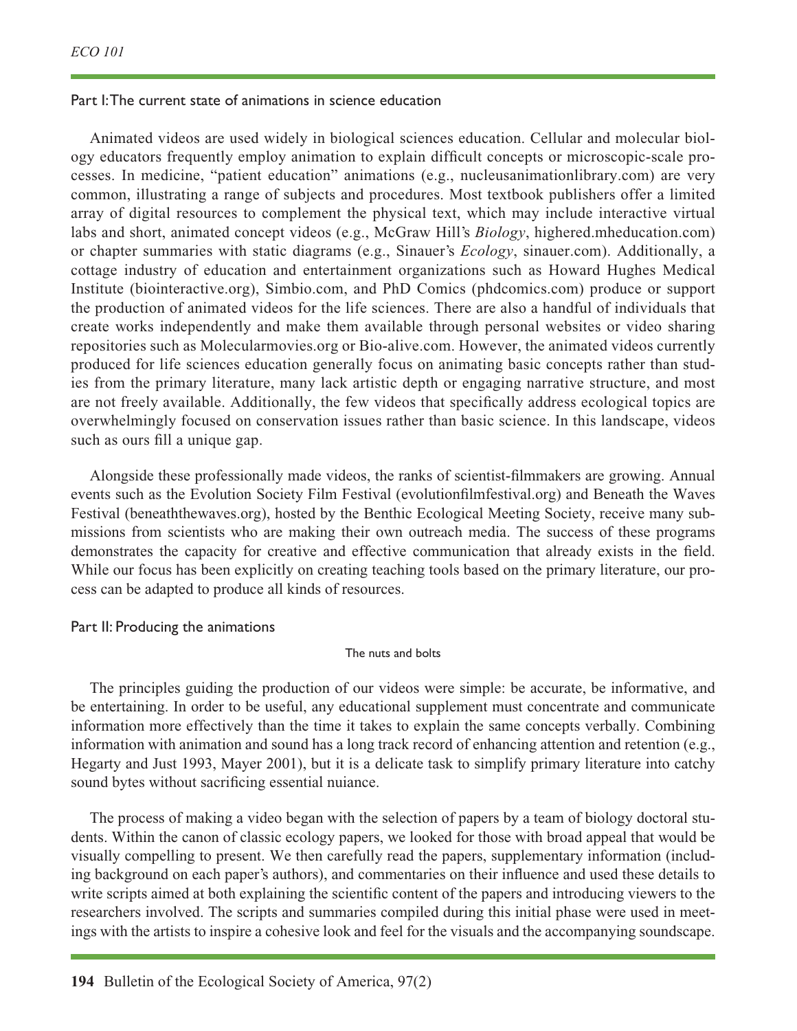## Part I: The current state of animations in science education

Animated videos are used widely in biological sciences education. Cellular and molecular biology educators frequently employ animation to explain difficult concepts or microscopic-scale processes. In medicine, "patient education" animations (e.g., nucleusanimationlibrary.com) are very common, illustrating a range of subjects and procedures. Most textbook publishers offer a limited array of digital resources to complement the physical text, which may include interactive virtual labs and short, animated concept videos (e.g., McGraw Hill's *Biology*, highered.mheducation.com) or chapter summaries with static diagrams (e.g., Sinauer's *Ecology*, sinauer.com). Additionally, a cottage industry of education and entertainment organizations such as Howard Hughes Medical Institute (biointeractive.org), Simbio.com, and PhD Comics (phdcomics.com) produce or support the production of animated videos for the life sciences. There are also a handful of individuals that create works independently and make them available through personal websites or video sharing repositories such as Molecularmovies.org or Bio-alive.com. However, the animated videos currently produced for life sciences education generally focus on animating basic concepts rather than studies from the primary literature, many lack artistic depth or engaging narrative structure, and most are not freely available. Additionally, the few videos that specifically address ecological topics are overwhelmingly focused on conservation issues rather than basic science. In this landscape, videos such as ours fill a unique gap.

Alongside these professionally made videos, the ranks of scientist-filmmakers are growing. Annual events such as the Evolution Society Film Festival (evolutionfilmfestival.org) and Beneath the Waves Festival (beneaththewaves.org), hosted by the Benthic Ecological Meeting Society, receive many submissions from scientists who are making their own outreach media. The success of these programs demonstrates the capacity for creative and effective communication that already exists in the field. While our focus has been explicitly on creating teaching tools based on the primary literature, our process can be adapted to produce all kinds of resources.

## Part II: Producing the animations

### The nuts and bolts

The principles guiding the production of our videos were simple: be accurate, be informative, and be entertaining. In order to be useful, any educational supplement must concentrate and communicate information more effectively than the time it takes to explain the same concepts verbally. Combining information with animation and sound has a long track record of enhancing attention and retention (e.g., Hegarty and Just 1993, Mayer 2001), but it is a delicate task to simplify primary literature into catchy sound bytes without sacrificing essential nuiance.

The process of making a video began with the selection of papers by a team of biology doctoral students. Within the canon of classic ecology papers, we looked for those with broad appeal that would be visually compelling to present. We then carefully read the papers, supplementary information (including background on each paper's authors), and commentaries on their influence and used these details to write scripts aimed at both explaining the scientific content of the papers and introducing viewers to the researchers involved. The scripts and summaries compiled during this initial phase were used in meetings with the artists to inspire a cohesive look and feel for the visuals and the accompanying soundscape.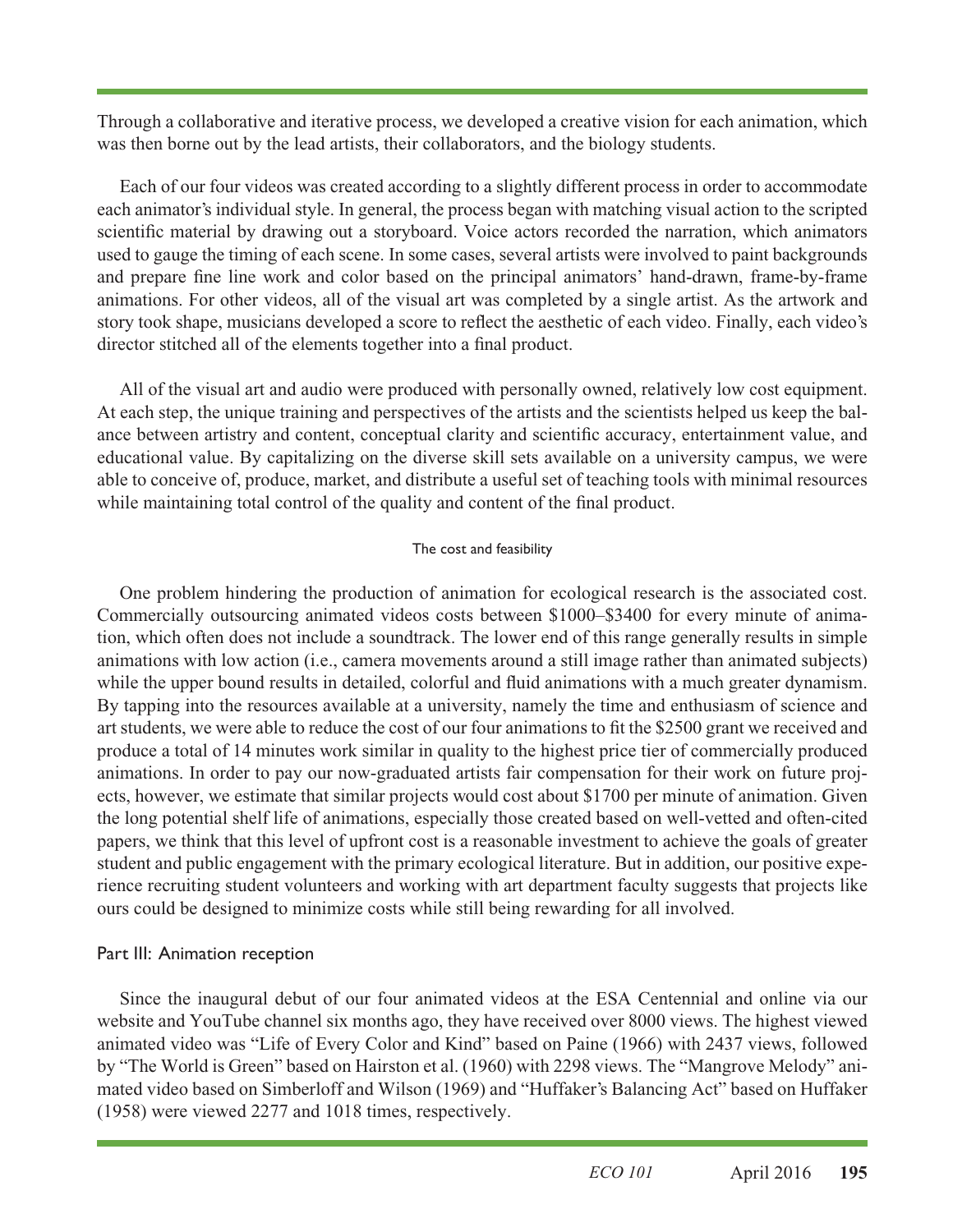Through a collaborative and iterative process, we developed a creative vision for each animation, which was then borne out by the lead artists, their collaborators, and the biology students.

Each of our four videos was created according to a slightly different process in order to accommodate each animator's individual style. In general, the process began with matching visual action to the scripted scientific material by drawing out a storyboard. Voice actors recorded the narration, which animators used to gauge the timing of each scene. In some cases, several artists were involved to paint backgrounds and prepare fine line work and color based on the principal animators' hand-drawn, frame-by-frame animations. For other videos, all of the visual art was completed by a single artist. As the artwork and story took shape, musicians developed a score to reflect the aesthetic of each video. Finally, each video's director stitched all of the elements together into a final product.

All of the visual art and audio were produced with personally owned, relatively low cost equipment. At each step, the unique training and perspectives of the artists and the scientists helped us keep the balance between artistry and content, conceptual clarity and scientific accuracy, entertainment value, and educational value. By capitalizing on the diverse skill sets available on a university campus, we were able to conceive of, produce, market, and distribute a useful set of teaching tools with minimal resources while maintaining total control of the quality and content of the final product.

#### The cost and feasibility

One problem hindering the production of animation for ecological research is the associated cost. Commercially outsourcing animated videos costs between $1000–$3400 for every minute of animation, which often does not include a soundtrack. The lower end of this range generally results in simple animations with low action (i.e., camera movements around a still image rather than animated subjects) while the upper bound results in detailed, colorful and fluid animations with a much greater dynamism. By tapping into the resources available at a university, namely the time and enthusiasm of science and art students, we were able to reduce the cost of our four animations to fit the $2500 grant we received and produce a total of 14 minutes work similar in quality to the highest price tier of commercially produced animations. In order to pay our now-graduated artists fair compensation for their work on future projects, however, we estimate that similar projects would cost about $1700 per minute of animation. Given the long potential shelf life of animations, especially those created based on well-vetted and often-cited papers, we think that this level of upfront cost is a reasonable investment to achieve the goals of greater student and public engagement with the primary ecological literature. But in addition, our positive experience recruiting student volunteers and working with art department faculty suggests that projects like ours could be designed to minimize costs while still being rewarding for all involved.

### Part III: Animation reception

Since the inaugural debut of our four animated videos at the ESA Centennial and online via our website and YouTube channel six months ago, they have received over 8000 views. The highest viewed animated video was "Life of Every Color and Kind" based on Paine (1966) with 2437 views, followed by "The World is Green" based on Hairston et al. (1960) with 2298 views. The "Mangrove Melody" animated video based on Simberloff and Wilson (1969) and "Huffaker's Balancing Act" based on Huffaker (1958) were viewed 2277 and 1018 times, respectively.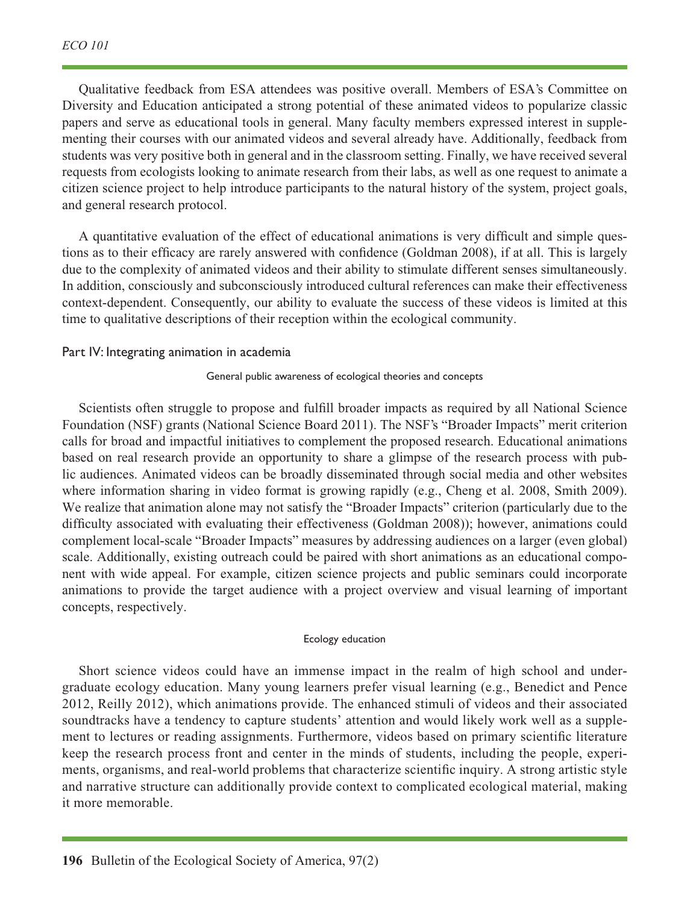Qualitative feedback from ESA attendees was positive overall. Members of ESA's Committee on Diversity and Education anticipated a strong potential of these animated videos to popularize classic papers and serve as educational tools in general. Many faculty members expressed interest in supplementing their courses with our animated videos and several already have. Additionally, feedback from students was very positive both in general and in the classroom setting. Finally, we have received several requests from ecologists looking to animate research from their labs, as well as one request to animate a citizen science project to help introduce participants to the natural history of the system, project goals, and general research protocol.

A quantitative evaluation of the effect of educational animations is very difficult and simple questions as to their efficacy are rarely answered with confidence (Goldman 2008), if at all. This is largely due to the complexity of animated videos and their ability to stimulate different senses simultaneously. In addition, consciously and subconsciously introduced cultural references can make their effectiveness context-dependent. Consequently, our ability to evaluate the success of these videos is limited at this time to qualitative descriptions of their reception within the ecological community.

## Part IV: Integrating animation in academia

### General public awareness of ecological theories and concepts

Scientists often struggle to propose and fulfill broader impacts as required by all National Science Foundation (NSF) grants (National Science Board 2011). The NSF's "Broader Impacts" merit criterion calls for broad and impactful initiatives to complement the proposed research. Educational animations based on real research provide an opportunity to share a glimpse of the research process with public audiences. Animated videos can be broadly disseminated through social media and other websites where information sharing in video format is growing rapidly (e.g., Cheng et al. 2008, Smith 2009). We realize that animation alone may not satisfy the "Broader Impacts" criterion (particularly due to the difficulty associated with evaluating their effectiveness (Goldman 2008)); however, animations could complement local-scale "Broader Impacts" measures by addressing audiences on a larger (even global) scale. Additionally, existing outreach could be paired with short animations as an educational component with wide appeal. For example, citizen science projects and public seminars could incorporate animations to provide the target audience with a project overview and visual learning of important concepts, respectively.

### Ecology education

Short science videos could have an immense impact in the realm of high school and undergraduate ecology education. Many young learners prefer visual learning (e.g., Benedict and Pence 2012, Reilly 2012), which animations provide. The enhanced stimuli of videos and their associated soundtracks have a tendency to capture students' attention and would likely work well as a supplement to lectures or reading assignments. Furthermore, videos based on primary scientific literature keep the research process front and center in the minds of students, including the people, experiments, organisms, and real-world problems that characterize scientific inquiry. A strong artistic style and narrative structure can additionally provide context to complicated ecological material, making it more memorable.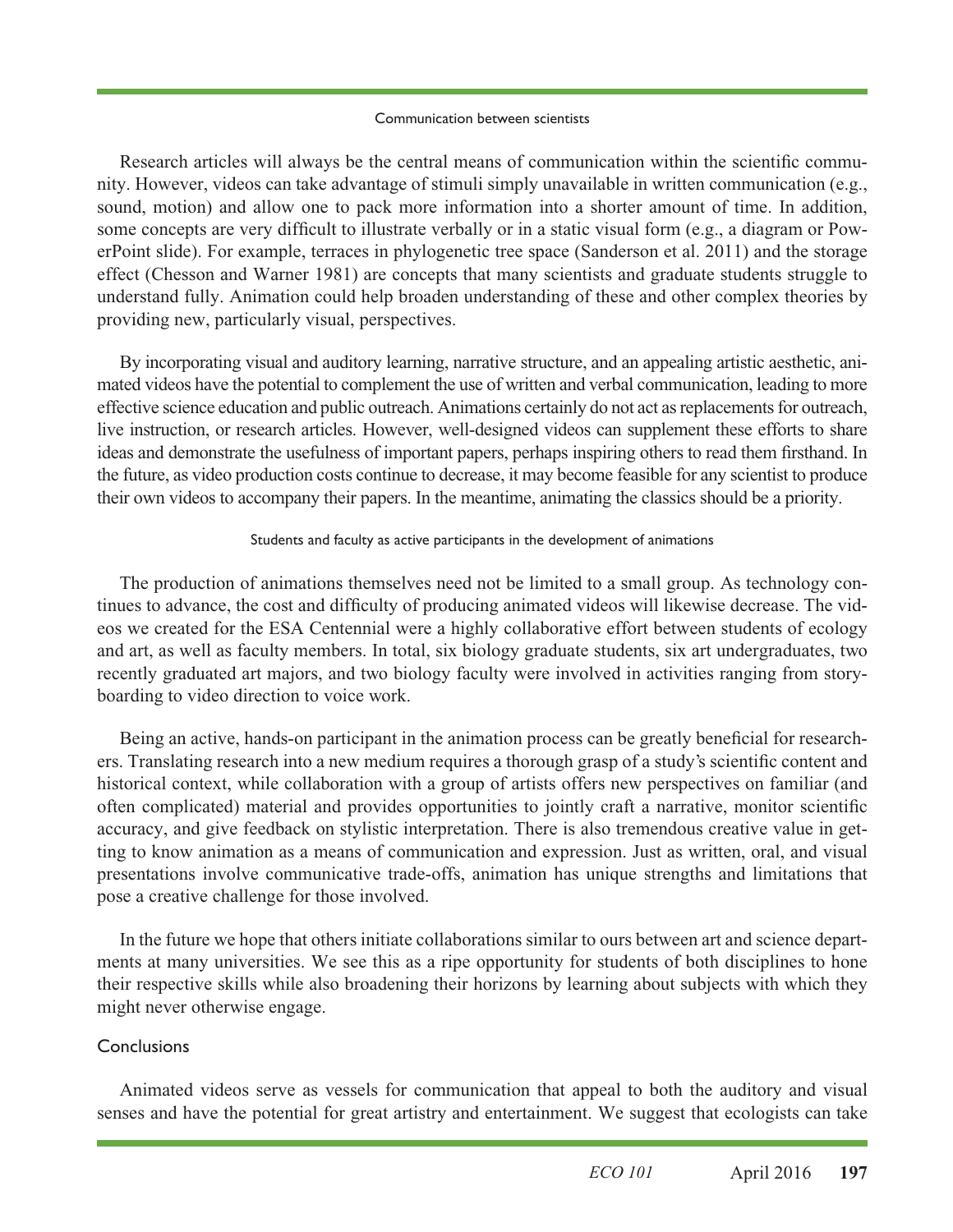### Communication between scientists

Research articles will always be the central means of communication within the scientific community. However, videos can take advantage of stimuli simply unavailable in written communication (e.g., sound, motion) and allow one to pack more information into a shorter amount of time. In addition, some concepts are very difficult to illustrate verbally or in a static visual form (e.g., a diagram or PowerPoint slide). For example, terraces in phylogenetic tree space (Sanderson et al. 2011) and the storage effect (Chesson and Warner 1981) are concepts that many scientists and graduate students struggle to understand fully. Animation could help broaden understanding of these and other complex theories by providing new, particularly visual, perspectives.

By incorporating visual and auditory learning, narrative structure, and an appealing artistic aesthetic, animated videos have the potential to complement the use of written and verbal communication, leading to more effective science education and public outreach. Animations certainly do not act as replacements for outreach, live instruction, or research articles. However, well-designed videos can supplement these efforts to share ideas and demonstrate the usefulness of important papers, perhaps inspiring others to read them firsthand. In the future, as video production costs continue to decrease, it may become feasible for any scientist to produce their own videos to accompany their papers. In the meantime, animating the classics should be a priority.

### Students and faculty as active participants in the development of animations

The production of animations themselves need not be limited to a small group. As technology continues to advance, the cost and difficulty of producing animated videos will likewise decrease. The videos we created for the ESA Centennial were a highly collaborative effort between students of ecology and art, as well as faculty members. In total, six biology graduate students, six art undergraduates, two recently graduated art majors, and two biology faculty were involved in activities ranging from storyboarding to video direction to voice work.

Being an active, hands-on participant in the animation process can be greatly beneficial for researchers. Translating research into a new medium requires a thorough grasp of a study's scientific content and historical context, while collaboration with a group of artists offers new perspectives on familiar (and often complicated) material and provides opportunities to jointly craft a narrative, monitor scientific accuracy, and give feedback on stylistic interpretation. There is also tremendous creative value in getting to know animation as a means of communication and expression. Just as written, oral, and visual presentations involve communicative trade-offs, animation has unique strengths and limitations that pose a creative challenge for those involved.

In the future we hope that others initiate collaborations similar to ours between art and science departments at many universities. We see this as a ripe opportunity for students of both disciplines to hone their respective skills while also broadening their horizons by learning about subjects with which they might never otherwise engage.

## Conclusions

Animated videos serve as vessels for communication that appeal to both the auditory and visual senses and have the potential for great artistry and entertainment. We suggest that ecologists can take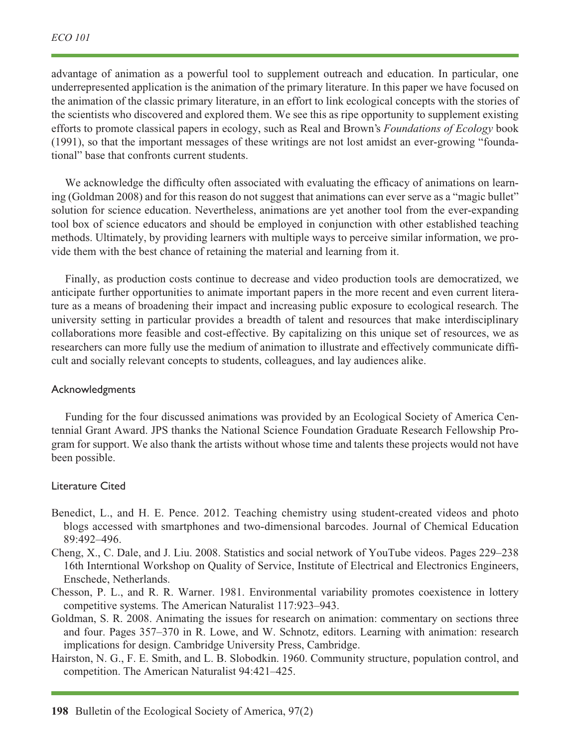advantage of animation as a powerful tool to supplement outreach and education. In particular, one underrepresented application is the animation of the primary literature. In this paper we have focused on the animation of the classic primary literature, in an effort to link ecological concepts with the stories of the scientists who discovered and explored them. We see this as ripe opportunity to supplement existing efforts to promote classical papers in ecology, such as Real and Brown's *Foundations of Ecology* book (1991), so that the important messages of these writings are not lost amidst an ever-growing "foundational" base that confronts current students.

We acknowledge the difficulty often associated with evaluating the efficacy of animations on learning (Goldman 2008) and for this reason do not suggest that animations can ever serve as a "magic bullet" solution for science education. Nevertheless, animations are yet another tool from the ever-expanding tool box of science educators and should be employed in conjunction with other established teaching methods. Ultimately, by providing learners with multiple ways to perceive similar information, we provide them with the best chance of retaining the material and learning from it.

Finally, as production costs continue to decrease and video production tools are democratized, we anticipate further opportunities to animate important papers in the more recent and even current literature as a means of broadening their impact and increasing public exposure to ecological research. The university setting in particular provides a breadth of talent and resources that make interdisciplinary collaborations more feasible and cost-effective. By capitalizing on this unique set of resources, we as researchers can more fully use the medium of animation to illustrate and effectively communicate difficult and socially relevant concepts to students, colleagues, and lay audiences alike.

## Acknowledgments

Funding for the four discussed animations was provided by an Ecological Society of America Centennial Grant Award. JPS thanks the National Science Foundation Graduate Research Fellowship Program for support. We also thank the artists without whose time and talents these projects would not have been possible.

## Literature Cited

Benedict, L., and H. E. Pence. 2012. Teaching chemistry using student-created videos and photo blogs accessed with smartphones and two-dimensional barcodes. Journal of Chemical Education 89:492–496.

Cheng, X., C. Dale, and J. Liu. 2008. Statistics and social network of YouTube videos. Pages 229–238 16th Interntional Workshop on Quality of Service, Institute of Electrical and Electronics Engineers, Enschede, Netherlands.

Chesson, P. L., and R. R. Warner. 1981. Environmental variability promotes coexistence in lottery competitive systems. The American Naturalist 117:923–943.

Goldman, S. R. 2008. Animating the issues for research on animation: commentary on sections three and four. Pages 357–370 in R. Lowe, and W. Schnotz, editors. Learning with animation: research implications for design. Cambridge University Press, Cambridge.

Hairston, N. G., F. E. Smith, and L. B. Slobodkin. 1960. Community structure, population control, and competition. The American Naturalist 94:421–425.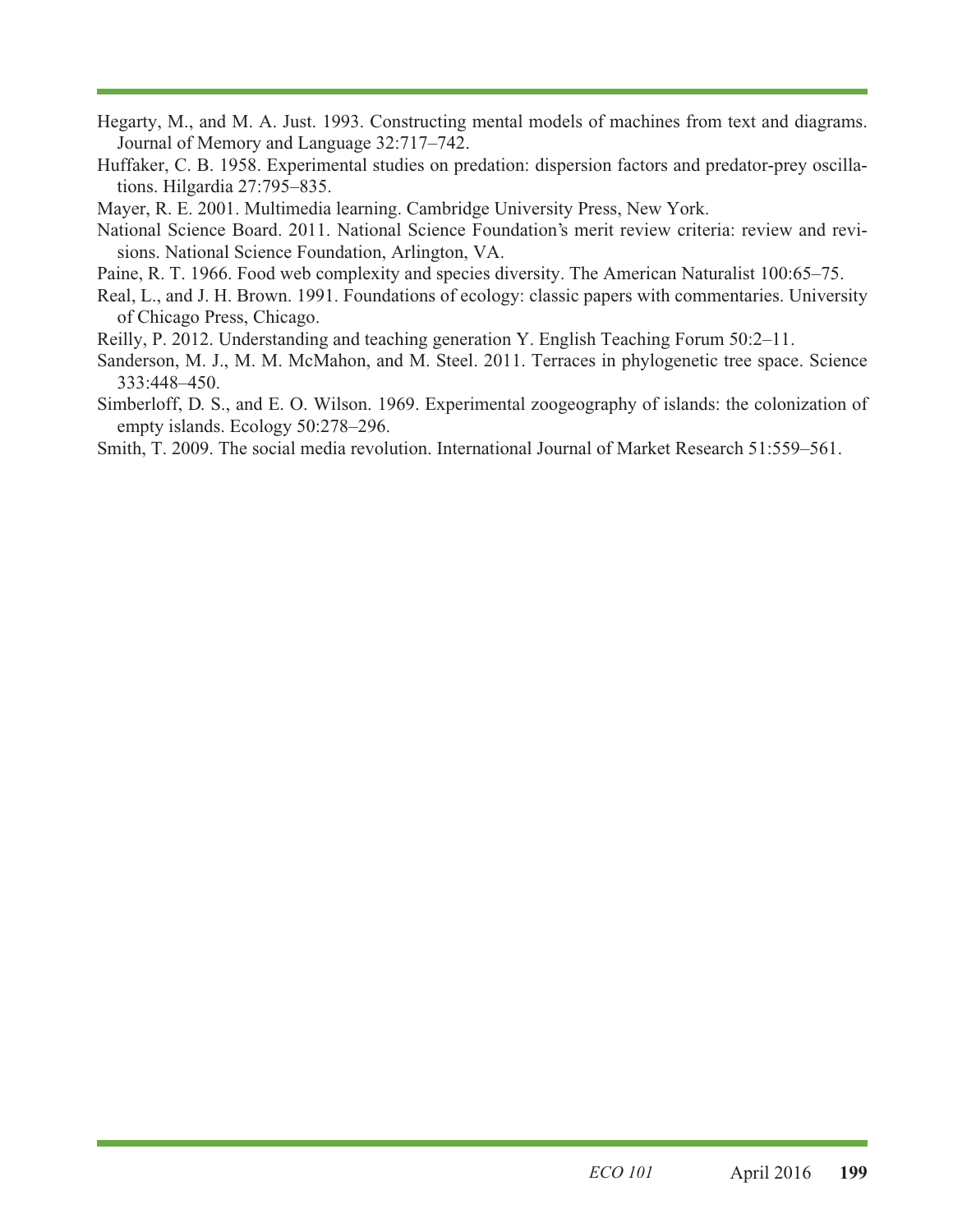Hegarty, M., and M. A. Just. 1993. Constructing mental models of machines from text and diagrams. Journal of Memory and Language 32:717–742.

Huffaker, C. B. 1958. Experimental studies on predation: dispersion factors and predator-prey oscillations. Hilgardia 27:795–835.

Mayer, R. E. 2001. Multimedia learning. Cambridge University Press, New York.

National Science Board. 2011. National Science Foundation's merit review criteria: review and revisions. National Science Foundation, Arlington, VA.

Paine, R. T. 1966. Food web complexity and species diversity. The American Naturalist 100:65–75.

Real, L., and J. H. Brown. 1991. Foundations of ecology: classic papers with commentaries. University of Chicago Press, Chicago.

Reilly, P. 2012. Understanding and teaching generation Y. English Teaching Forum 50:2–11.

Sanderson, M. J., M. M. McMahon, and M. Steel. 2011. Terraces in phylogenetic tree space. Science 333:448–450.

Simberloff, D. S., and E. O. Wilson. 1969. Experimental zoogeography of islands: the colonization of empty islands. Ecology 50:278–296.

Smith, T. 2009. The social media revolution. International Journal of Market Research 51:559–561.